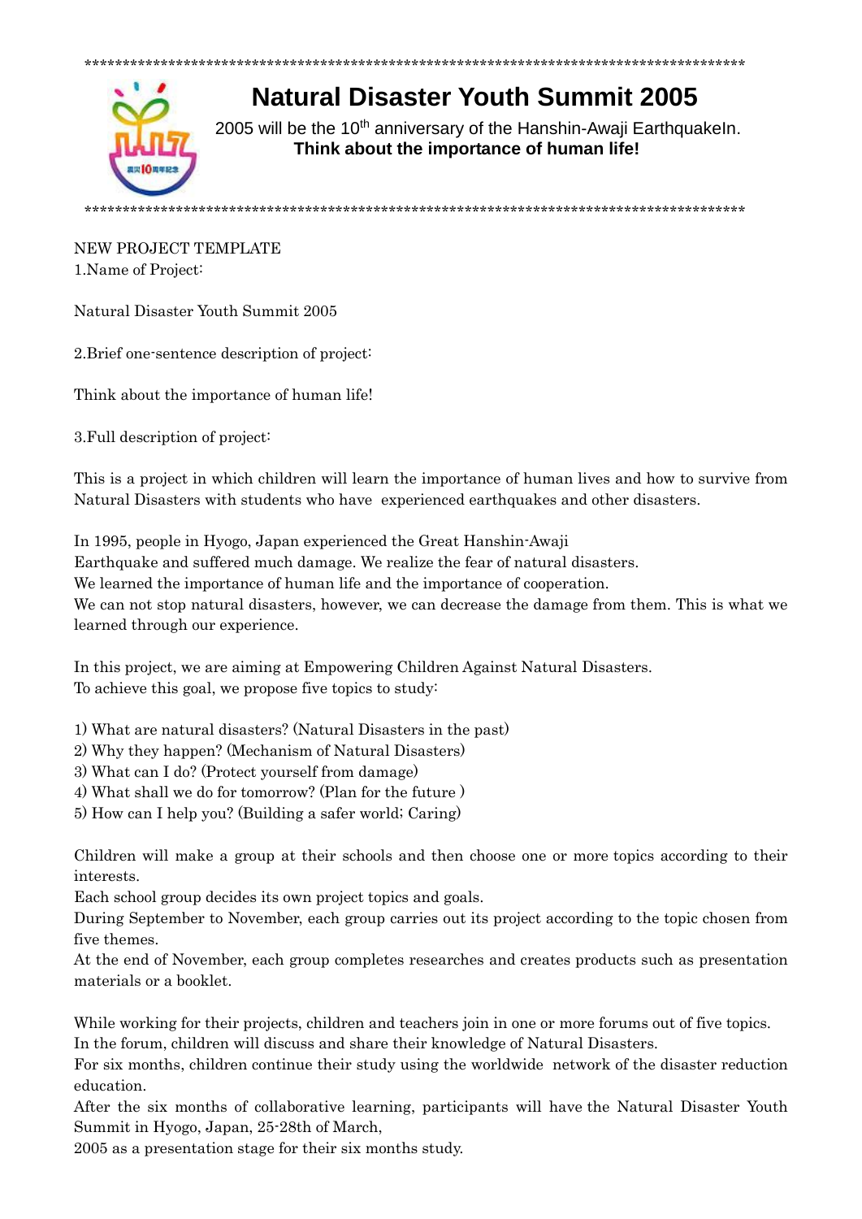*******************************************************************************************

# Natural Disaster Youth Summit 2005

2005 will be the 10th anniversary of the Hanshin-Awaji EarthquakeIn.

**Think about the importance of human life!**

*******************************************************************************************

NEW PROJECT TEMPLATE

1.Name of Project:

Natural Disaster Youth Summit 2005

2.Brief one-sentence description of project:

Think about the importance of human life!

3.Full description of project:

This is a project in which children will learn the importance of human lives and how to survive from Natural Disasters with students who have experienced earthquakes and other disasters.

In 1995, people in Hyogo, Japan experienced the Great Hanshin-Awaji Earthquake and suffered much damage. We realize the fear of natural disasters.
We learned the importance of human life and the importance of cooperation.
We can not stop natural disasters, however, we can decrease the damage from them. This is what we learned through our experience.

In this project, we are aiming at Empowering Children Against Natural Disasters.
To achieve this goal, we propose five topics to study:

1) What are natural disasters? (Natural Disasters in the past)
2) Why they happen? (Mechanism of Natural Disasters)
3) What can I do? (Protect yourself from damage)
4) What shall we do for tomorrow? (Plan for the future )
5) How can I help you? (Building a safer world; Caring)

Children will make a group at their schools and then choose one or more topics according to their interests.
Each school group decides its own project topics and goals.
During September to November, each group carries out its project according to the topic chosen from five themes.
At the end of November, each group completes researches and creates products such as presentation materials or a booklet.

While working for their projects, children and teachers join in one or more forums out of five topics.
In the forum, children will discuss and share their knowledge of Natural Disasters.
For six months, children continue their study using the worldwide network of the disaster reduction education.
After the six months of collaborative learning, participants will have the Natural Disaster Youth Summit in Hyogo, Japan, 25-28th of March,
2005 as a presentation stage for their six months study.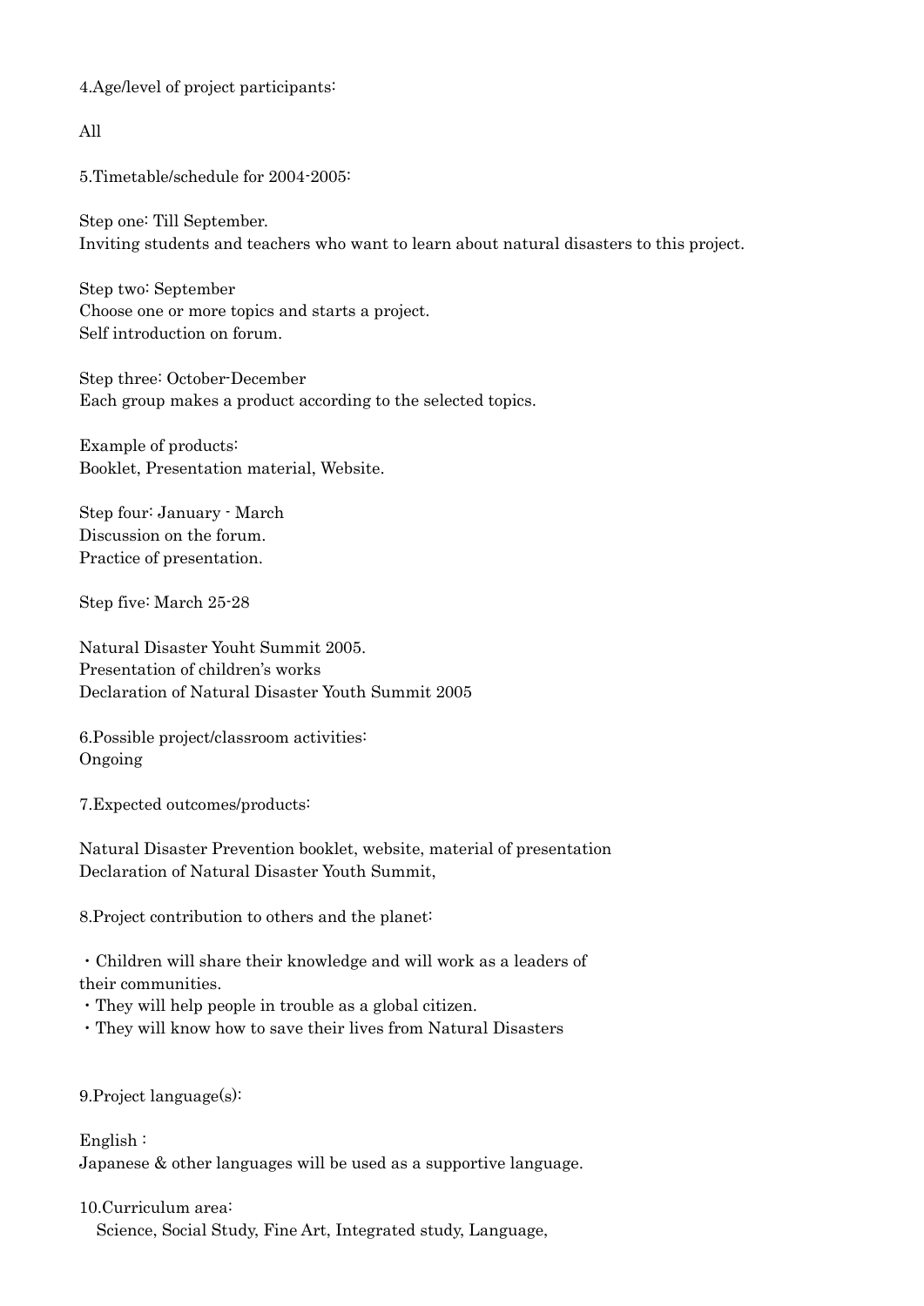4.Age/level of project participants:

All

5.Timetable/schedule for 2004-2005:

Step one: Till September.
Inviting students and teachers who want to learn about natural disasters to this project.

Step two: September
Choose one or more topics and starts a project.
Self introduction on forum.

Step three: October-December
Each group makes a product according to the selected topics.

Example of products:
Booklet, Presentation material, Website.

Step four: January - March
Discussion on the forum.
Practice of presentation.

Step five: March 25-28

Natural Disaster Youht Summit 2005.
Presentation of children's works
Declaration of Natural Disaster Youth Summit 2005

6.Possible project/classroom activities:
Ongoing

7.Expected outcomes/products:

Natural Disaster Prevention booklet, website, material of presentation
Declaration of Natural Disaster Youth Summit,

8.Project contribution to others and the planet:

・Children will share their knowledge and will work as a leaders of their communities.
・They will help people in trouble as a global citizen.
・They will know how to save their lives from Natural Disasters

9.Project language(s):

English :
Japanese & other languages will be used as a supportive language.

10.Curriculum area:
Science, Social Study, Fine Art, Integrated study, Language,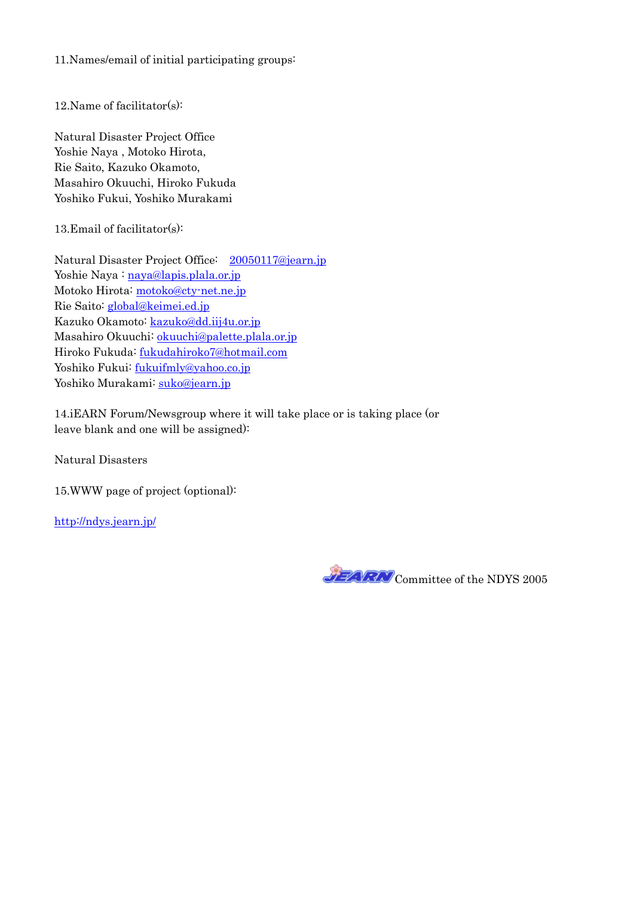11.Names/email of initial participating groups:

12.Name of facilitator(s):

Natural Disaster Project Office
Yoshie Naya , Motoko Hirota,
Rie Saito, Kazuko Okamoto,
Masahiro Okuuchi, Hiroko Fukuda
Yoshiko Fukui, Yoshiko Murakami

13.Email of facilitator(s):

Natural Disaster Project Office: 20050117@jearn.jp
Yoshie Naya : naya@lapis.plala.or.jp
Motoko Hirota: motoko@cty-net.ne.jp
Rie Saito: global@keimei.ed.jp
Kazuko Okamoto: kazuko@dd.iij4u.or.jp
Masahiro Okuuchi: okuuchi@palette.plala.or.jp
Hiroko Fukuda: fukudahiroko7@hotmail.com
Yoshiko Fukui: fukuifmly@yahoo.co.jp
Yoshiko Murakami: suko@jearn.jp

14.iEARN Forum/Newsgroup where it will take place or is taking place (or leave blank and one will be assigned):

Natural Disasters

15.WWW page of project (optional):

http://ndys.jearn.jp/

JEARN Committee of the NDYS 2005